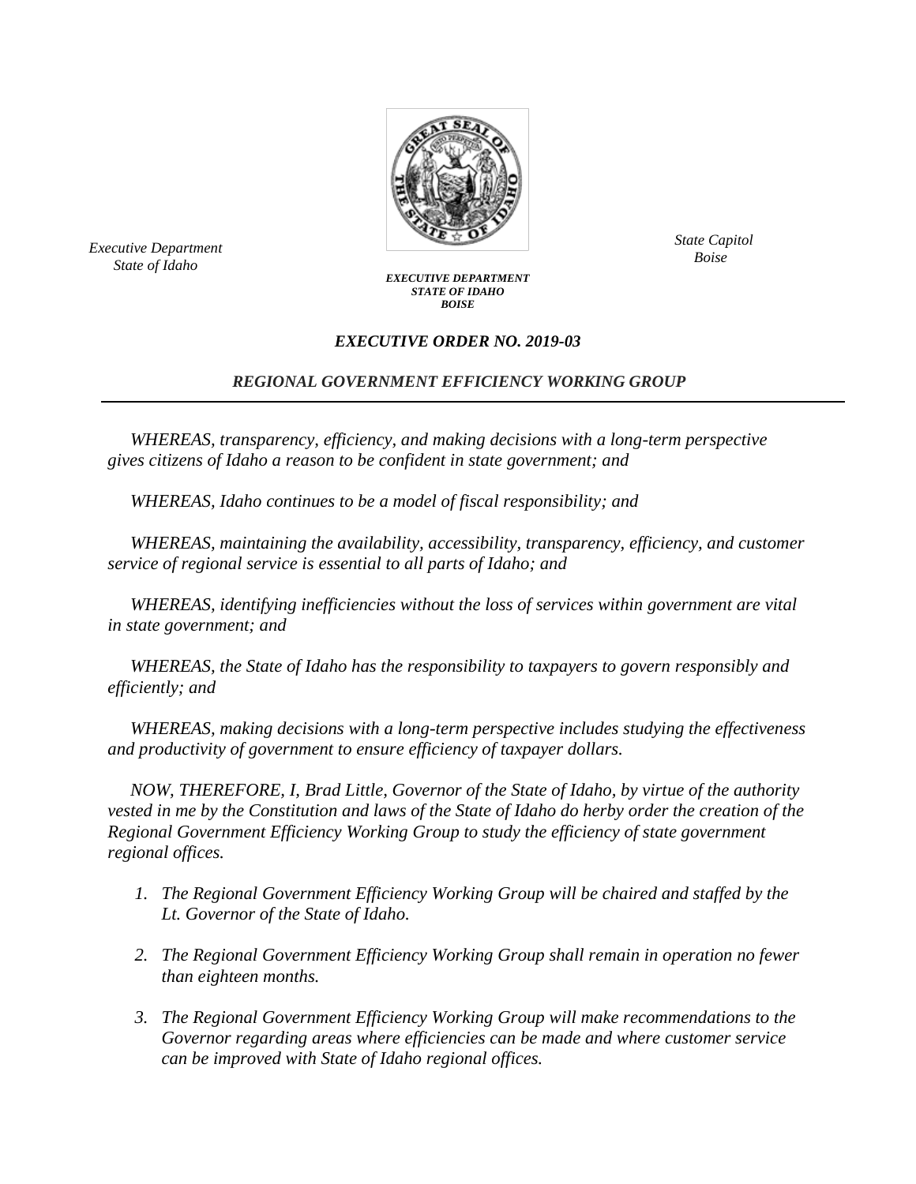*Executive Department*
*State of Idaho*

*State Capitol*
*Boise*

***EXECUTIVE DEPARTMENT***
***STATE OF IDAHO***
***BOISE***

## *EXECUTIVE ORDER NO. 2019-03*

## *REGIONAL GOVERNMENT EFFICIENCY WORKING GROUP*

---

*WHEREAS, transparency, efficiency, and making decisions with a long-term perspective gives citizens of Idaho a reason to be confident in state government; and*

*WHEREAS, Idaho continues to be a model of fiscal responsibility; and*

*WHEREAS, maintaining the availability, accessibility, transparency, efficiency, and customer service of regional service is essential to all parts of Idaho; and*

*WHEREAS, identifying inefficiencies without the loss of services within government are vital in state government; and*

*WHEREAS, the State of Idaho has the responsibility to taxpayers to govern responsibly and efficiently; and*

*WHEREAS, making decisions with a long-term perspective includes studying the effectiveness and productivity of government to ensure efficiency of taxpayer dollars.*

*NOW, THEREFORE, I, Brad Little, Governor of the State of Idaho, by virtue of the authority vested in me by the Constitution and laws of the State of Idaho do herby order the creation of the Regional Government Efficiency Working Group to study the efficiency of state government regional offices.*

1. *The Regional Government Efficiency Working Group will be chaired and staffed by the Lt. Governor of the State of Idaho.*

2. *The Regional Government Efficiency Working Group shall remain in operation no fewer than eighteen months.*

3. *The Regional Government Efficiency Working Group will make recommendations to the Governor regarding areas where efficiencies can be made and where customer service can be improved with State of Idaho regional offices.*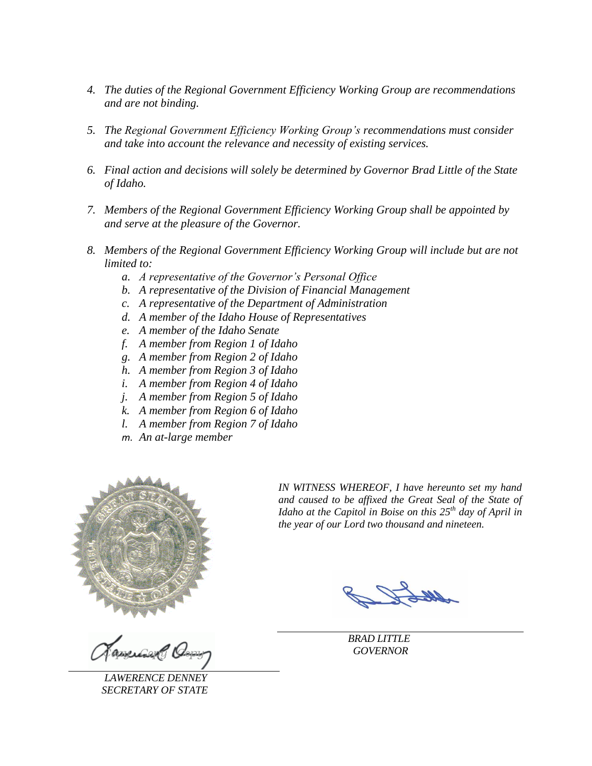4. *The duties of the Regional Government Efficiency Working Group are recommendations and are not binding.*

5. *The Regional Government Efficiency Working Group's recommendations must consider and take into account the relevance and necessity of existing services.*

6. *Final action and decisions will solely be determined by Governor Brad Little of the State of Idaho.*

7. *Members of the Regional Government Efficiency Working Group shall be appointed by and serve at the pleasure of the Governor.*

8. *Members of the Regional Government Efficiency Working Group will include but are not limited to:*
   a. *A representative of the Governor's Personal Office*
   b. *A representative of the Division of Financial Management*
   c. *A representative of the Department of Administration*
   d. *A member of the Idaho House of Representatives*
   e. *A member of the Idaho Senate*
   f. *A member from Region 1 of Idaho*
   g. *A member from Region 2 of Idaho*
   h. *A member from Region 3 of Idaho*
   i. *A member from Region 4 of Idaho*
   j. *A member from Region 5 of Idaho*
   k. *A member from Region 6 of Idaho*
   l. *A member from Region 7 of Idaho*
   m. *An at-large member*

*IN WITNESS WHEREOF, I have hereunto set my hand and caused to be affixed the Great Seal of the State of Idaho at the Capitol in Boise on this 25th day of April in the year of our Lord two thousand and nineteen.*

*BRAD LITTLE*
*GOVERNOR*

*LAWERENCE DENNEY*
*SECRETARY OF STATE*